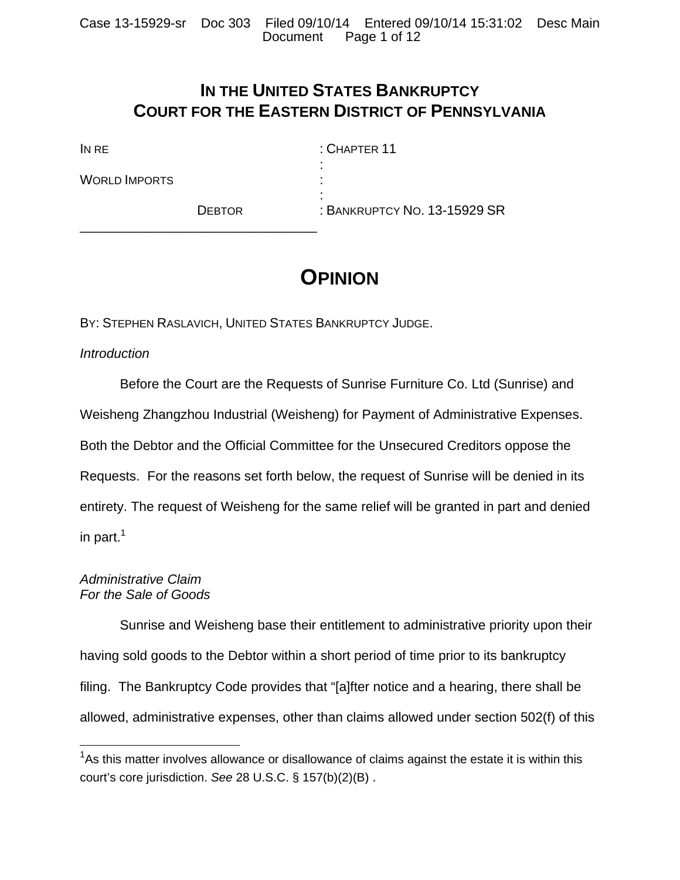# IN THE UNITED STATES BANKRUPTCY COURT FOR THE EASTERN DISTRICT OF PENNSYLVANIA

IN RE : CHAPTER 11

WORLD IMPORTS

DEBTOR : BANKRUPTCY NO. 13-15929 SR

# OPINION

BY: STEPHEN RASLAVICH, UNITED STATES BANKRUPTCY JUDGE.

*Introduction*

Before the Court are the Requests of Sunrise Furniture Co. Ltd (Sunrise) and Weisheng Zhangzhou Industrial (Weisheng) for Payment of Administrative Expenses. Both the Debtor and the Official Committee for the Unsecured Creditors oppose the Requests. For the reasons set forth below, the request of Sunrise will be denied in its entirety. The request of Weisheng for the same relief will be granted in part and denied in part.[1]

*Administrative Claim*
*For the Sale of Goods*

Sunrise and Weisheng base their entitlement to administrative priority upon their having sold goods to the Debtor within a short period of time prior to its bankruptcy filing. The Bankruptcy Code provides that "[a]fter notice and a hearing, there shall be allowed, administrative expenses, other than claims allowed under section 502(f) of this

[1] As this matter involves allowance or disallowance of claims against the estate it is within this court's core jurisdiction. *See* 28 U.S.C. § 157(b)(2)(B) .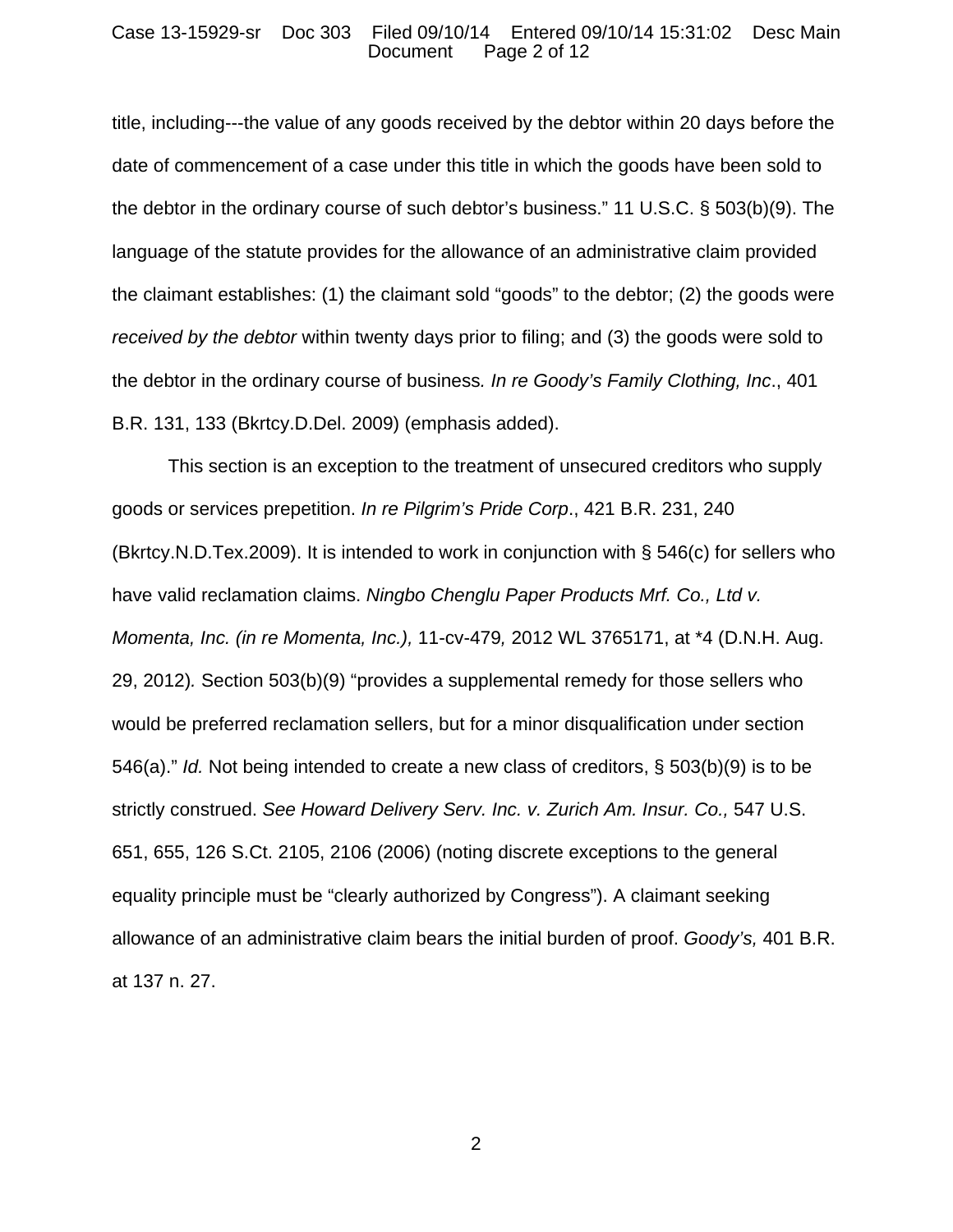title, including---the value of any goods received by the debtor within 20 days before the date of commencement of a case under this title in which the goods have been sold to the debtor in the ordinary course of such debtor's business." 11 U.S.C. § 503(b)(9). The language of the statute provides for the allowance of an administrative claim provided the claimant establishes: (1) the claimant sold "goods" to the debtor; (2) the goods were *received by the debtor* within twenty days prior to filing; and (3) the goods were sold to the debtor in the ordinary course of business*. In re Goody's Family Clothing, Inc*., 401 B.R. 131, 133 (Bkrtcy.D.Del. 2009) (emphasis added).

This section is an exception to the treatment of unsecured creditors who supply goods or services prepetition. *In re Pilgrim's Pride Corp*., 421 B.R. 231, 240 (Bkrtcy.N.D.Tex.2009). It is intended to work in conjunction with § 546(c) for sellers who have valid reclamation claims. *Ningbo Chenglu Paper Products Mrf. Co., Ltd v. Momenta, Inc. (in re Momenta, Inc.),* 11-cv-479*,* 2012 WL 3765171, at *4 (D.N.H. Aug. 29, 2012)*.* Section 503(b)(9) "provides a supplemental remedy for those sellers who would be preferred reclamation sellers, but for a minor disqualification under section 546(a)." *Id.* Not being intended to create a new class of creditors, § 503(b)(9) is to be strictly construed. *See Howard Delivery Serv. Inc. v. Zurich Am. Insur. Co.,* 547 U.S. 651, 655, 126 S.Ct. 2105, 2106 (2006) (noting discrete exceptions to the general equality principle must be "clearly authorized by Congress"). A claimant seeking allowance of an administrative claim bears the initial burden of proof. *Goody's,* 401 B.R. at 137 n. 27.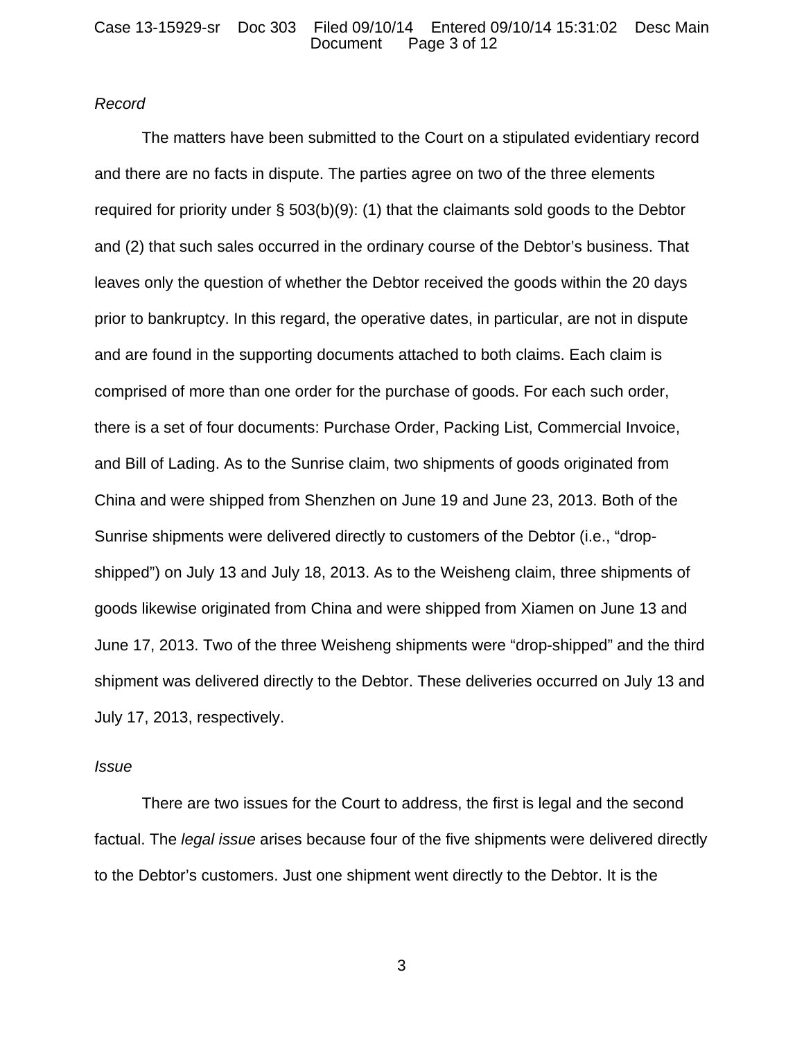*Record*

The matters have been submitted to the Court on a stipulated evidentiary record and there are no facts in dispute. The parties agree on two of the three elements required for priority under § 503(b)(9): (1) that the claimants sold goods to the Debtor and (2) that such sales occurred in the ordinary course of the Debtor's business. That leaves only the question of whether the Debtor received the goods within the 20 days prior to bankruptcy. In this regard, the operative dates, in particular, are not in dispute and are found in the supporting documents attached to both claims. Each claim is comprised of more than one order for the purchase of goods. For each such order, there is a set of four documents: Purchase Order, Packing List, Commercial Invoice, and Bill of Lading. As to the Sunrise claim, two shipments of goods originated from China and were shipped from Shenzhen on June 19 and June 23, 2013. Both of the Sunrise shipments were delivered directly to customers of the Debtor (i.e., "drop-shipped") on July 13 and July 18, 2013. As to the Weisheng claim, three shipments of goods likewise originated from China and were shipped from Xiamen on June 13 and June 17, 2013. Two of the three Weisheng shipments were "drop-shipped" and the third shipment was delivered directly to the Debtor. These deliveries occurred on July 13 and July 17, 2013, respectively.

*Issue*

There are two issues for the Court to address, the first is legal and the second factual. The *legal issue* arises because four of the five shipments were delivered directly to the Debtor's customers. Just one shipment went directly to the Debtor. It is the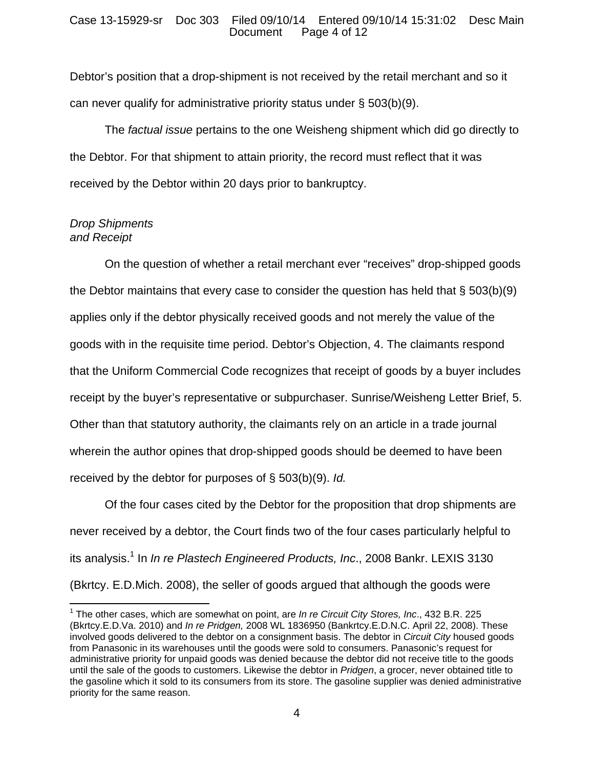Debtor's position that a drop-shipment is not received by the retail merchant and so it can never qualify for administrative priority status under § 503(b)(9).

The *factual issue* pertains to the one Weisheng shipment which did go directly to the Debtor. For that shipment to attain priority, the record must reflect that it was received by the Debtor within 20 days prior to bankruptcy.

*Drop Shipments*
*and Receipt*

On the question of whether a retail merchant ever "receives" drop-shipped goods the Debtor maintains that every case to consider the question has held that § 503(b)(9) applies only if the debtor physically received goods and not merely the value of the goods with in the requisite time period. Debtor's Objection, 4. The claimants respond that the Uniform Commercial Code recognizes that receipt of goods by a buyer includes receipt by the buyer's representative or subpurchaser. Sunrise/Weisheng Letter Brief, 5. Other than that statutory authority, the claimants rely on an article in a trade journal wherein the author opines that drop-shipped goods should be deemed to have been received by the debtor for purposes of § 503(b)(9). *Id.*

Of the four cases cited by the Debtor for the proposition that drop shipments are never received by a debtor, the Court finds two of the four cases particularly helpful to its analysis.[1] In *In re Plastech Engineered Products, Inc*., 2008 Bankr. LEXIS 3130 (Bkrtcy. E.D.Mich. 2008), the seller of goods argued that although the goods were

[1] The other cases, which are somewhat on point, are *In re Circuit City Stores, Inc*., 432 B.R. 225 (Bkrtcy.E.D.Va. 2010) and *In re Pridgen,* 2008 WL 1836950 (Bankrtcy.E.D.N.C. April 22, 2008). These involved goods delivered to the debtor on a consignment basis. The debtor in *Circuit City* housed goods from Panasonic in its warehouses until the goods were sold to consumers. Panasonic's request for administrative priority for unpaid goods was denied because the debtor did not receive title to the goods until the sale of the goods to customers. Likewise the debtor in *Pridgen*, a grocer, never obtained title to the gasoline which it sold to its consumers from its store. The gasoline supplier was denied administrative priority for the same reason.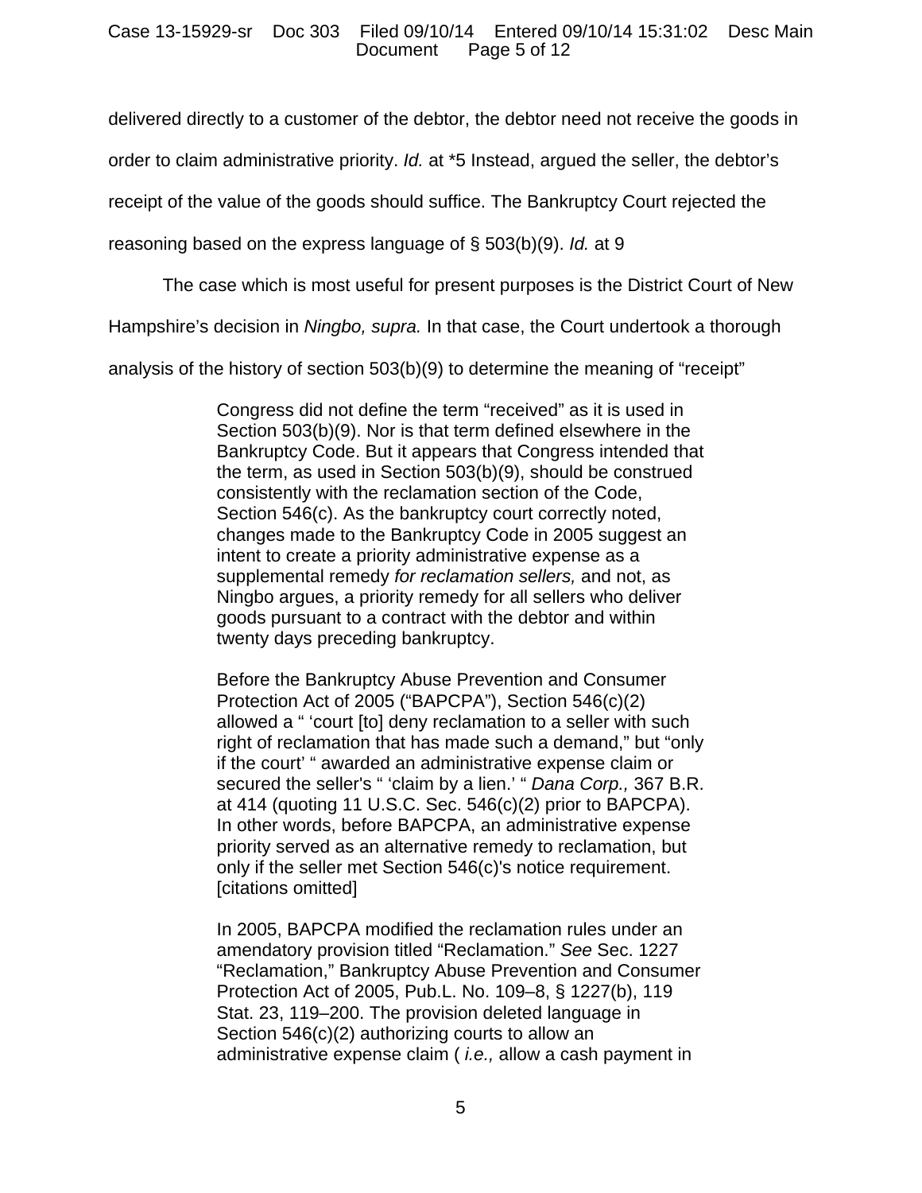delivered directly to a customer of the debtor, the debtor need not receive the goods in order to claim administrative priority. *Id.* at *5 Instead, argued the seller, the debtor's receipt of the value of the goods should suffice. The Bankruptcy Court rejected the reasoning based on the express language of § 503(b)(9). *Id.* at 9

The case which is most useful for present purposes is the District Court of New Hampshire's decision in *Ningbo, supra.* In that case, the Court undertook a thorough analysis of the history of section 503(b)(9) to determine the meaning of "receipt"

> Congress did not define the term "received" as it is used in Section 503(b)(9). Nor is that term defined elsewhere in the Bankruptcy Code. But it appears that Congress intended that the term, as used in Section 503(b)(9), should be construed consistently with the reclamation section of the Code, Section 546(c). As the bankruptcy court correctly noted, changes made to the Bankruptcy Code in 2005 suggest an intent to create a priority administrative expense as a supplemental remedy *for reclamation sellers,* and not, as Ningbo argues, a priority remedy for all sellers who deliver goods pursuant to a contract with the debtor and within twenty days preceding bankruptcy.
>
> Before the Bankruptcy Abuse Prevention and Consumer Protection Act of 2005 ("BAPCPA"), Section 546(c)(2) allowed a " 'court [to] deny reclamation to a seller with such right of reclamation that has made such a demand," but "only if the court' " awarded an administrative expense claim or secured the seller's " 'claim by a lien.' " *Dana Corp.,* 367 B.R. at 414 (quoting 11 U.S.C. Sec. 546(c)(2) prior to BAPCPA). In other words, before BAPCPA, an administrative expense priority served as an alternative remedy to reclamation, but only if the seller met Section 546(c)'s notice requirement. [citations omitted]
>
> In 2005, BAPCPA modified the reclamation rules under an amendatory provision titled "Reclamation." *See* Sec. 1227 "Reclamation," Bankruptcy Abuse Prevention and Consumer Protection Act of 2005, Pub.L. No. 109–8, § 1227(b), 119 Stat. 23, 119–200. The provision deleted language in Section 546(c)(2) authorizing courts to allow an administrative expense claim ( *i.e.,* allow a cash payment in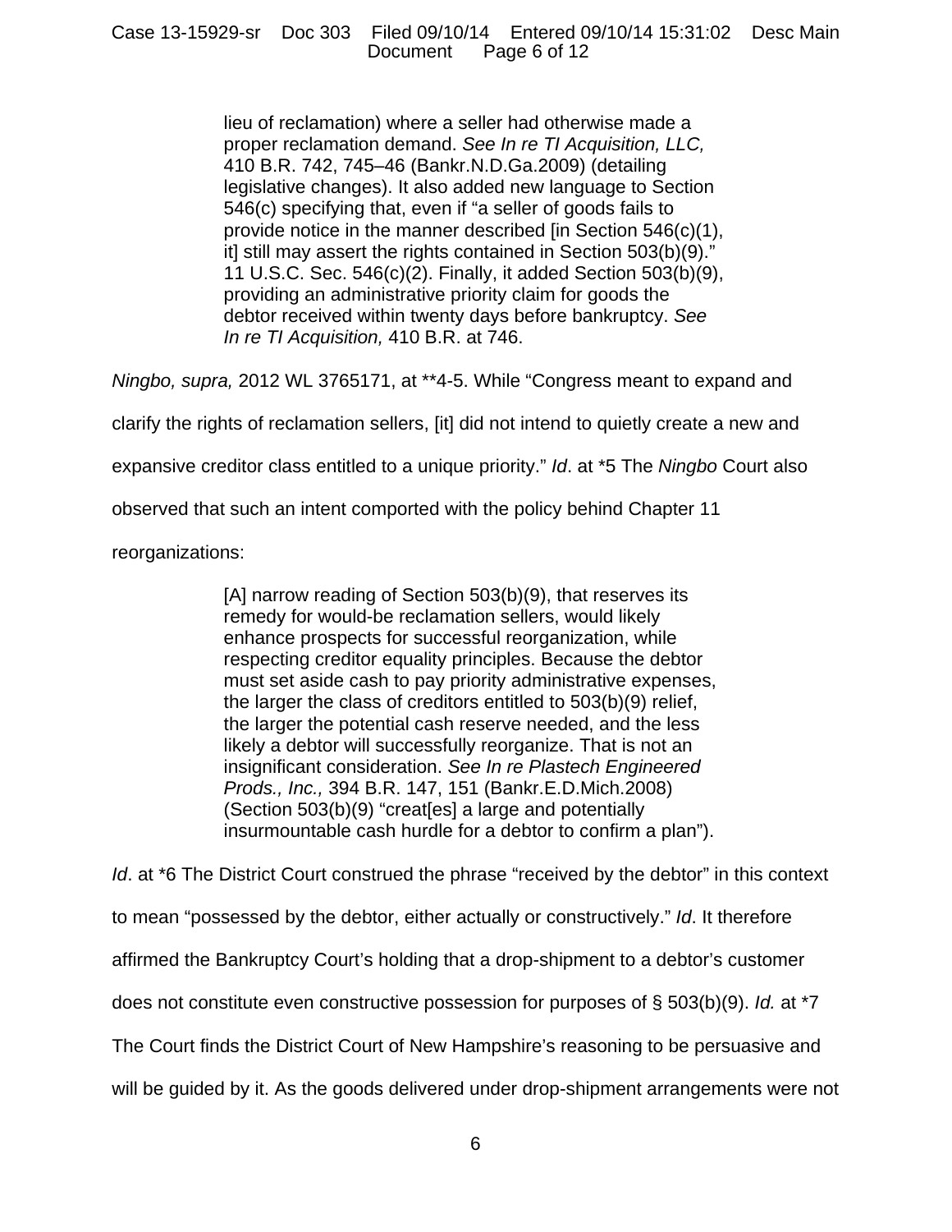> lieu of reclamation) where a seller had otherwise made a proper reclamation demand. *See In re TI Acquisition, LLC,* 410 B.R. 742, 745–46 (Bankr.N.D.Ga.2009) (detailing legislative changes). It also added new language to Section 546(c) specifying that, even if "a seller of goods fails to provide notice in the manner described [in Section 546(c)(1), it] still may assert the rights contained in Section 503(b)(9)." 11 U.S.C. Sec. 546(c)(2). Finally, it added Section 503(b)(9), providing an administrative priority claim for goods the debtor received within twenty days before bankruptcy. *See In re TI Acquisition,* 410 B.R. at 746.

*Ningbo, supra,* 2012 WL 3765171, at **4-5. While "Congress meant to expand and clarify the rights of reclamation sellers, [it] did not intend to quietly create a new and expansive creditor class entitled to a unique priority." *Id*. at *5 The *Ningbo* Court also observed that such an intent comported with the policy behind Chapter 11 reorganizations:

> [A] narrow reading of Section 503(b)(9), that reserves its remedy for would-be reclamation sellers, would likely enhance prospects for successful reorganization, while respecting creditor equality principles. Because the debtor must set aside cash to pay priority administrative expenses, the larger the class of creditors entitled to 503(b)(9) relief, the larger the potential cash reserve needed, and the less likely a debtor will successfully reorganize. That is not an insignificant consideration. *See In re Plastech Engineered Prods., Inc.,* 394 B.R. 147, 151 (Bankr.E.D.Mich.2008) (Section 503(b)(9) "creat[es] a large and potentially insurmountable cash hurdle for a debtor to confirm a plan").

*Id*. at *6 The District Court construed the phrase "received by the debtor" in this context to mean "possessed by the debtor, either actually or constructively." *Id*. It therefore affirmed the Bankruptcy Court's holding that a drop-shipment to a debtor's customer does not constitute even constructive possession for purposes of § 503(b)(9). *Id.* at *7 The Court finds the District Court of New Hampshire's reasoning to be persuasive and will be guided by it. As the goods delivered under drop-shipment arrangements were not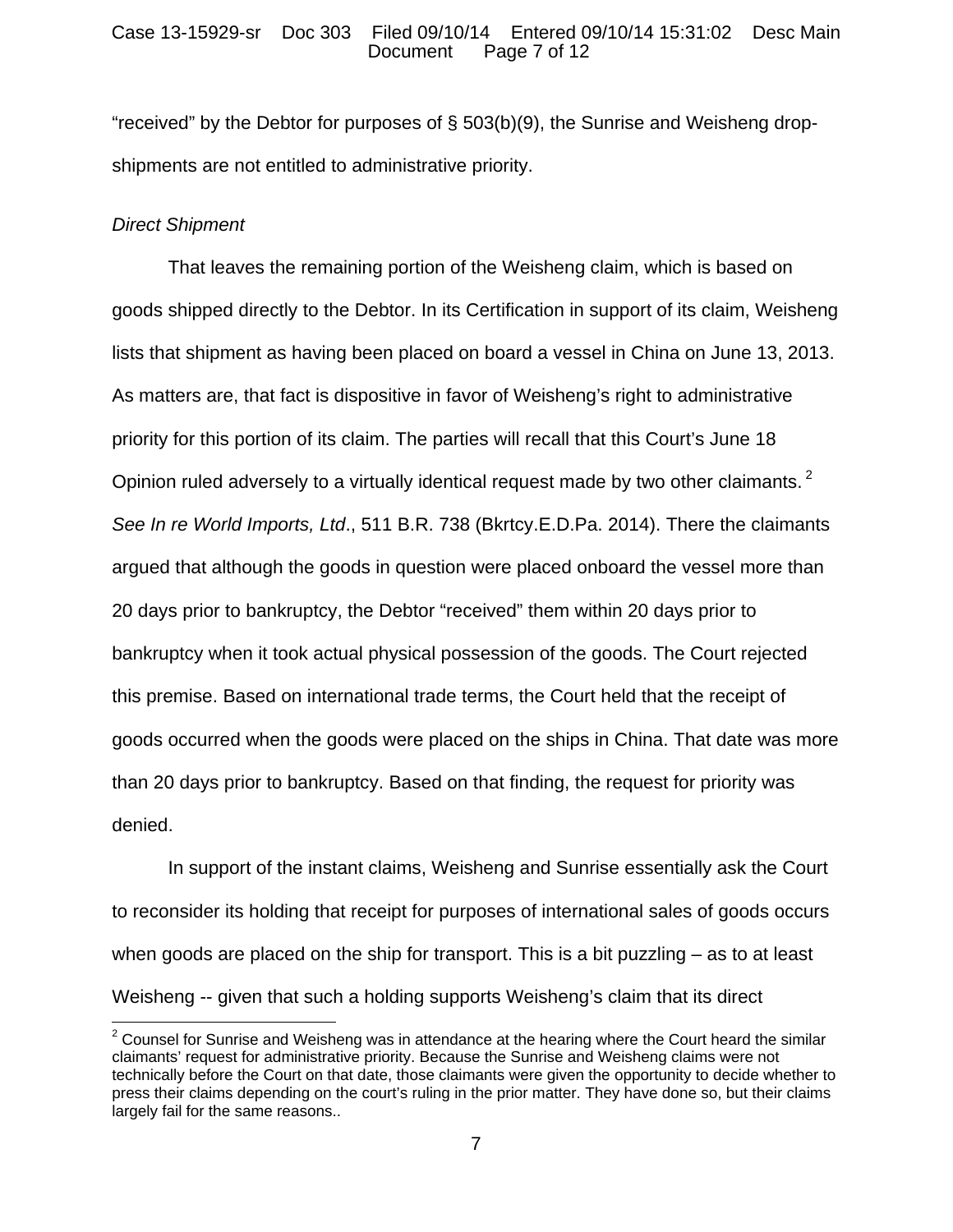"received" by the Debtor for purposes of § 503(b)(9), the Sunrise and Weisheng drop-shipments are not entitled to administrative priority.

*Direct Shipment*

That leaves the remaining portion of the Weisheng claim, which is based on goods shipped directly to the Debtor. In its Certification in support of its claim, Weisheng lists that shipment as having been placed on board a vessel in China on June 13, 2013. As matters are, that fact is dispositive in favor of Weisheng's right to administrative priority for this portion of its claim. The parties will recall that this Court's June 18 Opinion ruled adversely to a virtually identical request made by two other claimants.[2] *See In re World Imports, Ltd*., 511 B.R. 738 (Bkrtcy.E.D.Pa. 2014). There the claimants argued that although the goods in question were placed onboard the vessel more than 20 days prior to bankruptcy, the Debtor "received" them within 20 days prior to bankruptcy when it took actual physical possession of the goods. The Court rejected this premise. Based on international trade terms, the Court held that the receipt of goods occurred when the goods were placed on the ships in China. That date was more than 20 days prior to bankruptcy. Based on that finding, the request for priority was denied.

In support of the instant claims, Weisheng and Sunrise essentially ask the Court to reconsider its holding that receipt for purposes of international sales of goods occurs when goods are placed on the ship for transport. This is a bit puzzling – as to at least Weisheng -- given that such a holding supports Weisheng's claim that its direct

[2] Counsel for Sunrise and Weisheng was in attendance at the hearing where the Court heard the similar claimants' request for administrative priority. Because the Sunrise and Weisheng claims were not technically before the Court on that date, those claimants were given the opportunity to decide whether to press their claims depending on the court's ruling in the prior matter. They have done so, but their claims largely fail for the same reasons..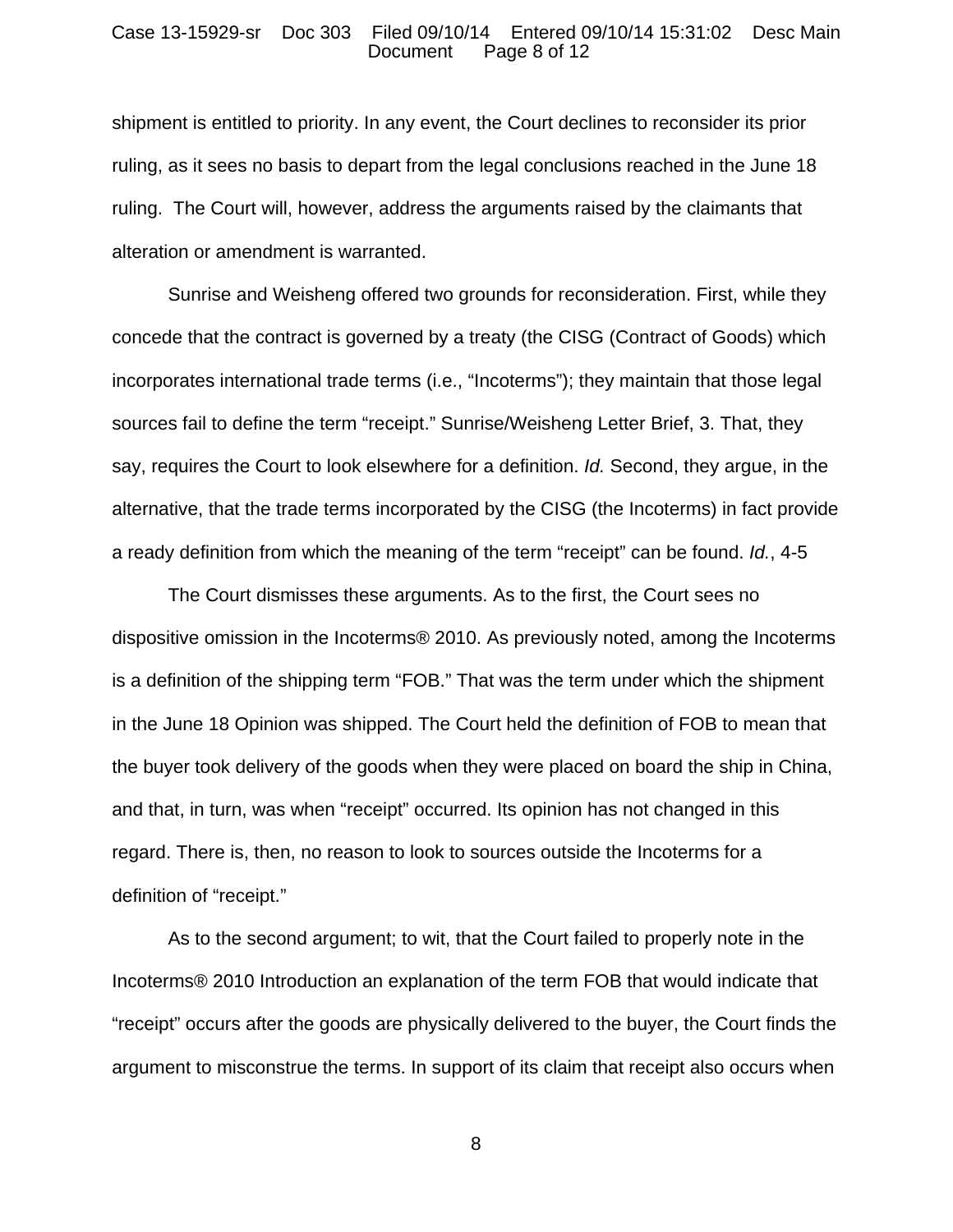shipment is entitled to priority. In any event, the Court declines to reconsider its prior ruling, as it sees no basis to depart from the legal conclusions reached in the June 18 ruling. The Court will, however, address the arguments raised by the claimants that alteration or amendment is warranted.

Sunrise and Weisheng offered two grounds for reconsideration. First, while they concede that the contract is governed by a treaty (the CISG (Contract of Goods) which incorporates international trade terms (i.e., "Incoterms"); they maintain that those legal sources fail to define the term "receipt." Sunrise/Weisheng Letter Brief, 3. That, they say, requires the Court to look elsewhere for a definition. *Id.* Second, they argue, in the alternative, that the trade terms incorporated by the CISG (the Incoterms) in fact provide a ready definition from which the meaning of the term "receipt" can be found. *Id.*, 4-5

The Court dismisses these arguments. As to the first, the Court sees no dispositive omission in the Incoterms® 2010. As previously noted, among the Incoterms is a definition of the shipping term "FOB." That was the term under which the shipment in the June 18 Opinion was shipped. The Court held the definition of FOB to mean that the buyer took delivery of the goods when they were placed on board the ship in China, and that, in turn, was when "receipt" occurred. Its opinion has not changed in this regard. There is, then, no reason to look to sources outside the Incoterms for a definition of "receipt."

As to the second argument; to wit, that the Court failed to properly note in the Incoterms® 2010 Introduction an explanation of the term FOB that would indicate that "receipt" occurs after the goods are physically delivered to the buyer, the Court finds the argument to misconstrue the terms. In support of its claim that receipt also occurs when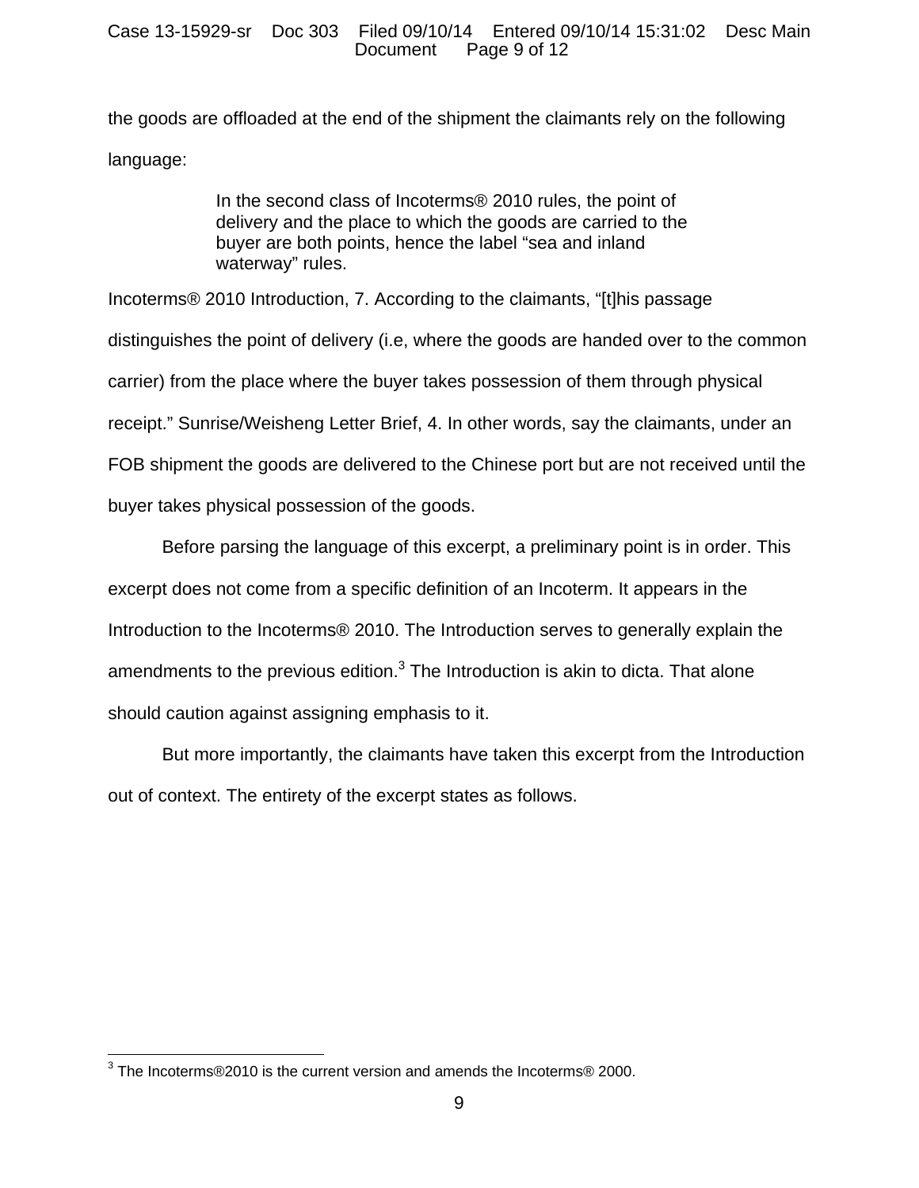the goods are offloaded at the end of the shipment the claimants rely on the following language:

> In the second class of Incoterms® 2010 rules, the point of delivery and the place to which the goods are carried to the buyer are both points, hence the label "sea and inland waterway" rules.

Incoterms® 2010 Introduction, 7. According to the claimants, "[t]his passage distinguishes the point of delivery (i.e, where the goods are handed over to the common carrier) from the place where the buyer takes possession of them through physical receipt." Sunrise/Weisheng Letter Brief, 4. In other words, say the claimants, under an FOB shipment the goods are delivered to the Chinese port but are not received until the buyer takes physical possession of the goods.

Before parsing the language of this excerpt, a preliminary point is in order. This excerpt does not come from a specific definition of an Incoterm. It appears in the Introduction to the Incoterms® 2010. The Introduction serves to generally explain the amendments to the previous edition.[3] The Introduction is akin to dicta. That alone should caution against assigning emphasis to it.

But more importantly, the claimants have taken this excerpt from the Introduction out of context. The entirety of the excerpt states as follows.

[3] The Incoterms®2010 is the current version and amends the Incoterms® 2000.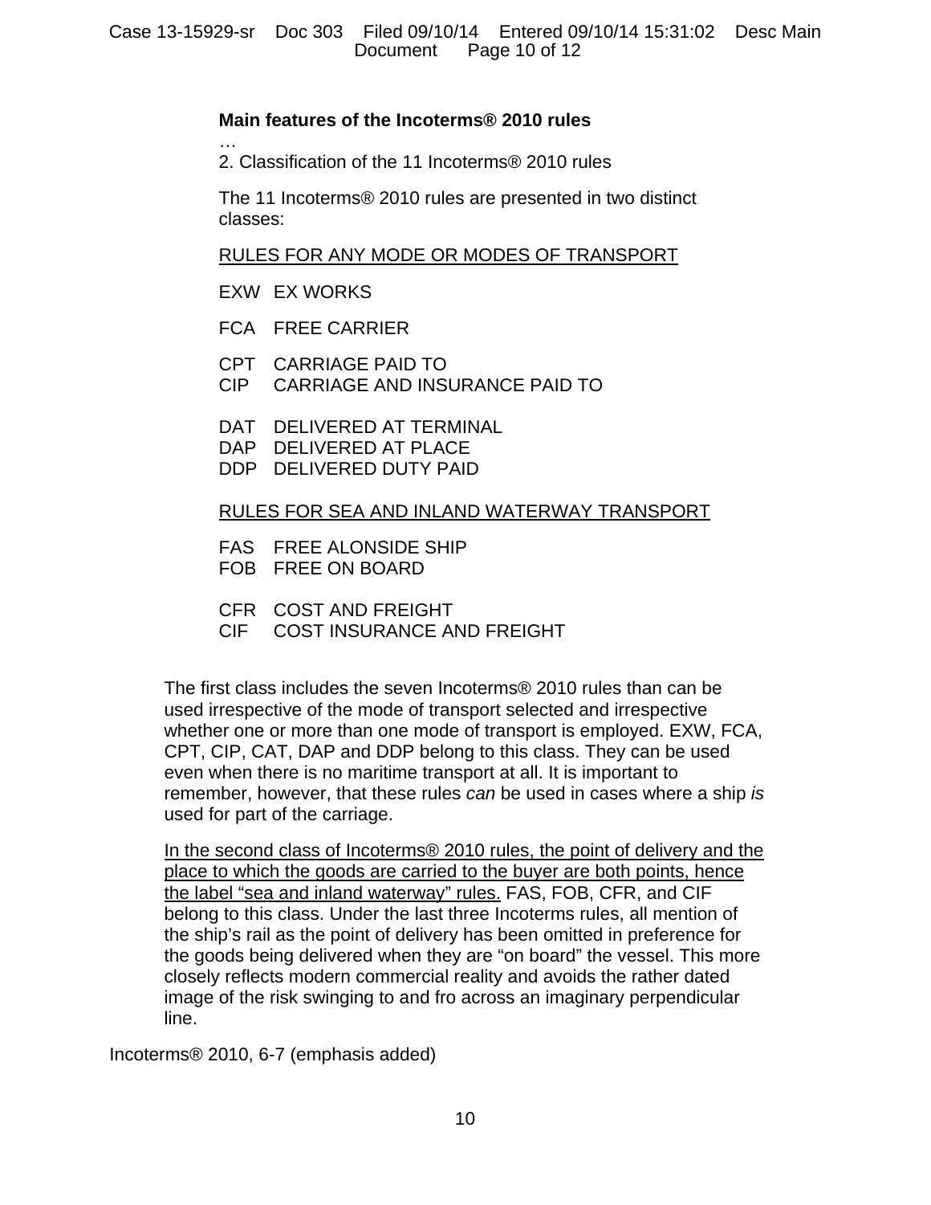**Main features of the Incoterms® 2010 rules**

…

2. Classification of the 11 Incoterms® 2010 rules

The 11 Incoterms® 2010 rules are presented in two distinct classes:

<u>RULES FOR ANY MODE OR MODES OF TRANSPORT</u>

EXW EX WORKS

FCA FREE CARRIER

CPT CARRIAGE PAID TO
CIP CARRIAGE AND INSURANCE PAID TO

DAT DELIVERED AT TERMINAL
DAP DELIVERED AT PLACE
DDP DELIVERED DUTY PAID

<u>RULES FOR SEA AND INLAND WATERWAY TRANSPORT</u>

FAS FREE ALONSIDE SHIP
FOB FREE ON BOARD

CFR COST AND FREIGHT
CIF COST INSURANCE AND FREIGHT

The first class includes the seven Incoterms® 2010 rules than can be used irrespective of the mode of transport selected and irrespective whether one or more than one mode of transport is employed. EXW, FCA, CPT, CIP, CAT, DAP and DDP belong to this class. They can be used even when there is no maritime transport at all. It is important to remember, however, that these rules *can* be used in cases where a ship *is* used for part of the carriage.

<u>In the second class of Incoterms® 2010 rules, the point of delivery and the place to which the goods are carried to the buyer are both points, hence the label "sea and inland waterway" rules.</u> FAS, FOB, CFR, and CIF belong to this class. Under the last three Incoterms rules, all mention of the ship's rail as the point of delivery has been omitted in preference for the goods being delivered when they are "on board" the vessel. This more closely reflects modern commercial reality and avoids the rather dated image of the risk swinging to and fro across an imaginary perpendicular line.

Incoterms® 2010, 6-7 (emphasis added)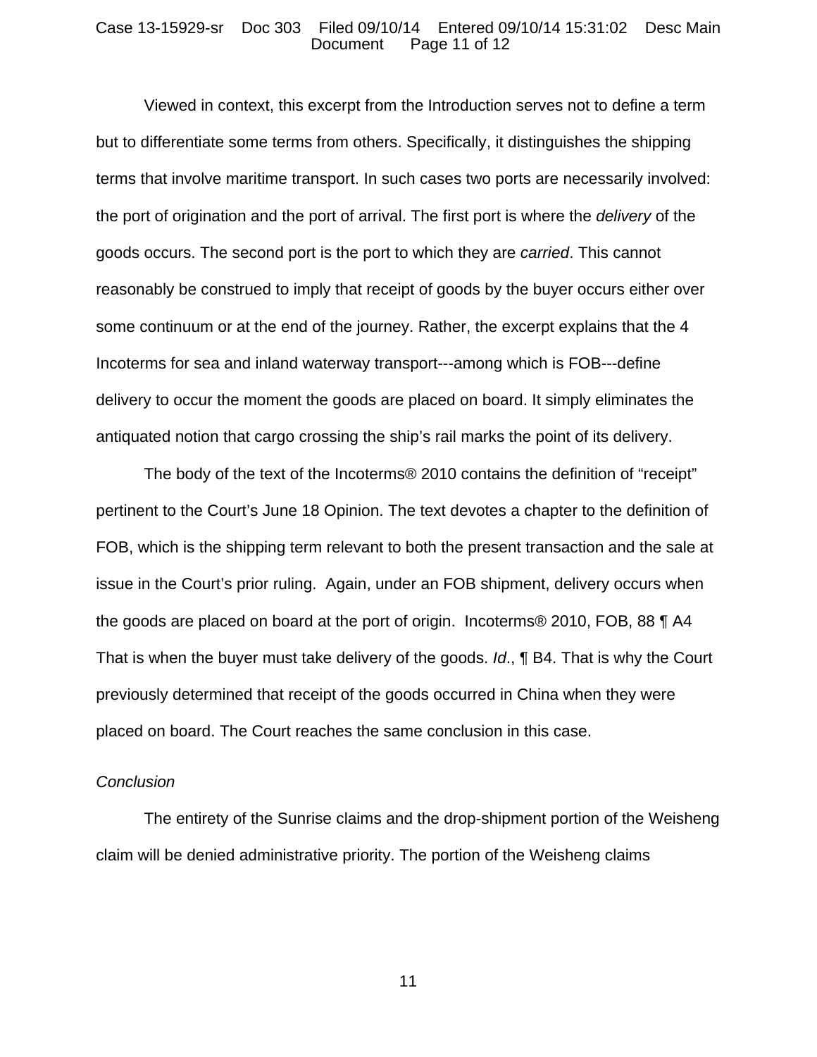Viewed in context, this excerpt from the Introduction serves not to define a term but to differentiate some terms from others. Specifically, it distinguishes the shipping terms that involve maritime transport. In such cases two ports are necessarily involved: the port of origination and the port of arrival. The first port is where the *delivery* of the goods occurs. The second port is the port to which they are *carried*. This cannot reasonably be construed to imply that receipt of goods by the buyer occurs either over some continuum or at the end of the journey. Rather, the excerpt explains that the 4 Incoterms for sea and inland waterway transport---among which is FOB---define delivery to occur the moment the goods are placed on board. It simply eliminates the antiquated notion that cargo crossing the ship's rail marks the point of its delivery.

The body of the text of the Incoterms® 2010 contains the definition of "receipt" pertinent to the Court's June 18 Opinion. The text devotes a chapter to the definition of FOB, which is the shipping term relevant to both the present transaction and the sale at issue in the Court's prior ruling. Again, under an FOB shipment, delivery occurs when the goods are placed on board at the port of origin. Incoterms® 2010, FOB, 88 ¶ A4 That is when the buyer must take delivery of the goods. *Id*., ¶ B4. That is why the Court previously determined that receipt of the goods occurred in China when they were placed on board. The Court reaches the same conclusion in this case.

*Conclusion*

The entirety of the Sunrise claims and the drop-shipment portion of the Weisheng claim will be denied administrative priority. The portion of the Weisheng claims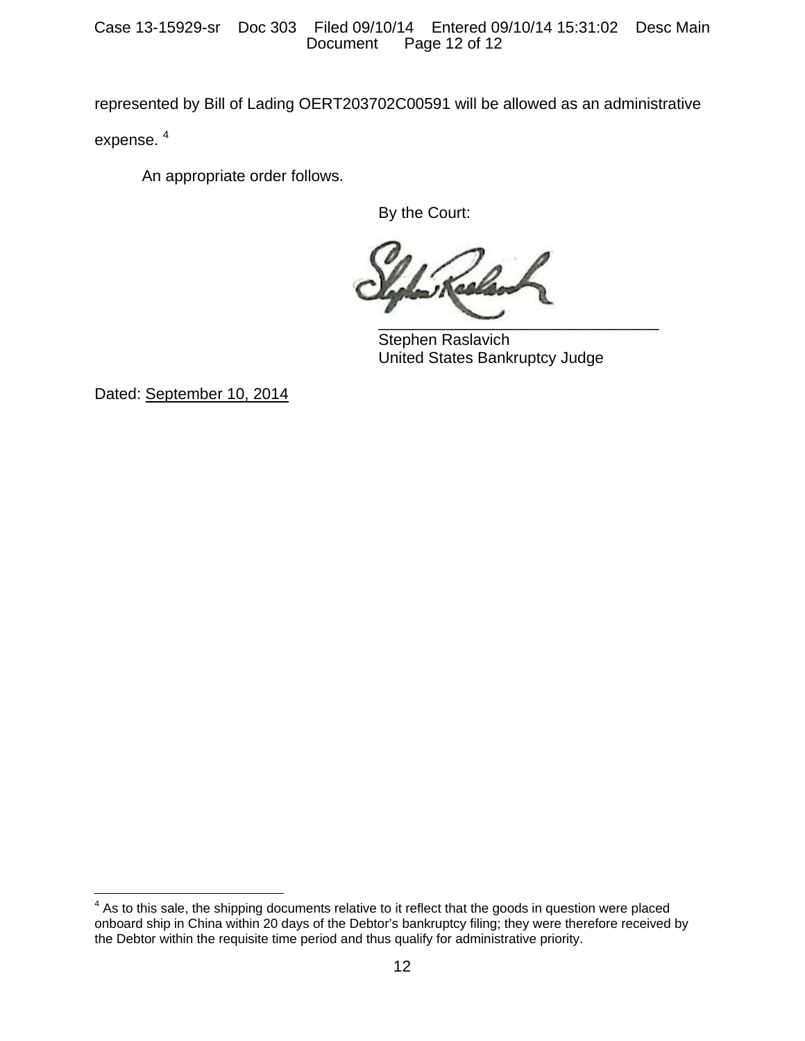represented by Bill of Lading OERT203702C00591 will be allowed as an administrative expense. [4]

An appropriate order follows.

By the Court:

\_\_\_\_\_\_\_\_\_\_\_\_\_\_\_\_\_\_\_\_\_\_\_\_\_\_\_\_\_\_\_\_
Stephen Raslavich
United States Bankruptcy Judge

Dated: September 10, 2014

---

[4] As to this sale, the shipping documents relative to it reflect that the goods in question were placed onboard ship in China within 20 days of the Debtor's bankruptcy filing; they were therefore received by the Debtor within the requisite time period and thus qualify for administrative priority.